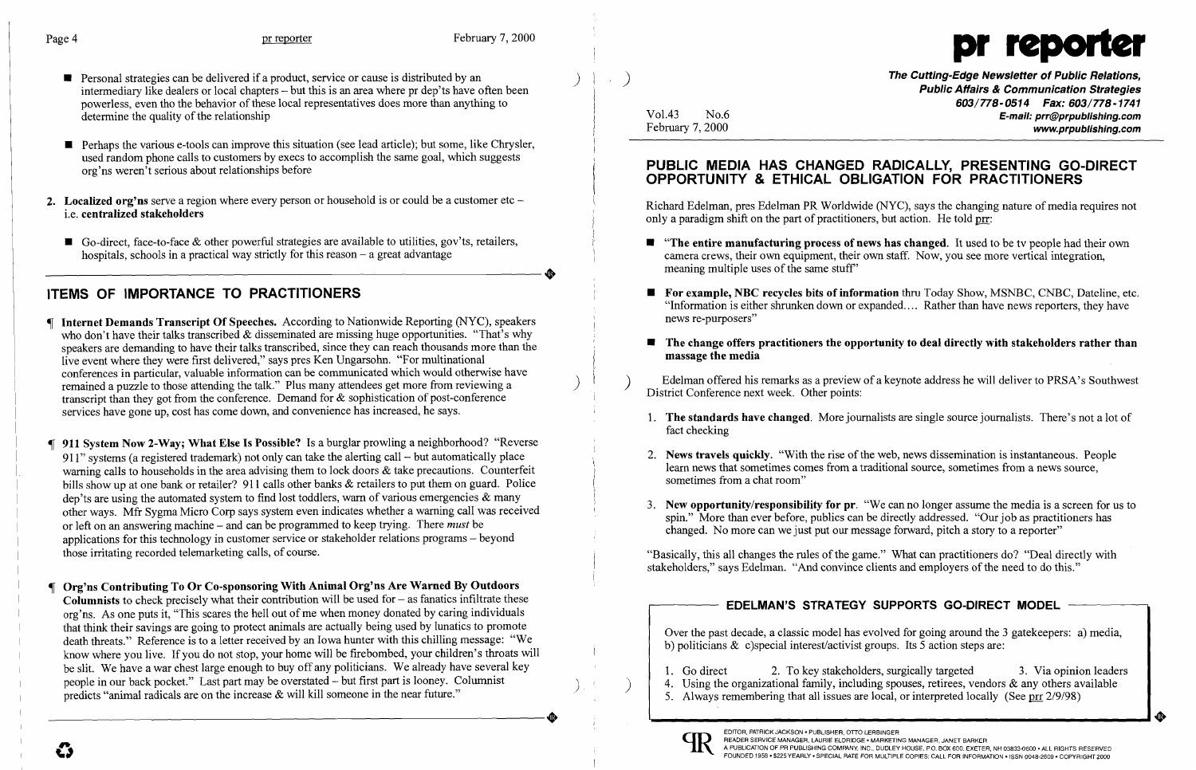- Personal strategies can be delivered if a product, service or cause is distributed by an intermediary like dealers or local chapters – but this is an area where pr dep'ts have often been powerless, even tho the behavior of these local representatives does more than anything to determine the quality of the relationship

- Perhaps the various e-tools can improve this situation (see lead article); but some, like Chrysler, used random phone calls to customers by execs to accomplish the same goal, which suggests org'ns weren't serious about relationships before

2. **Localized org'ns** serve a region where every person or household is or could be a customer etc – i.e. **centralized stakeholders**

   - Go-direct, face-to-face & other powerful strategies are available to utilities, gov'ts, retailers, hospitals, schools in a practical way strictly for this reason – a great advantage

## ITEMS OF IMPORTANCE TO PRACTITIONERS

¶ **Internet Demands Transcript Of Speeches.** According to Nationwide Reporting (NYC), speakers who don't have their talks transcribed & disseminated are missing huge opportunities. "That's why speakers are demanding to have their talks transcribed, since they can reach thousands more than the live event where they were first delivered," says pres Ken Ungarsohn. "For multinational conferences in particular, valuable information can be communicated which would otherwise have remained a puzzle to those attending the talk." Plus many attendees get more from reviewing a transcript than they got from the conference. Demand for & sophistication of post-conference services have gone up, cost has come down, and convenience has increased, he says.

¶ **911 System Now 2-Way; What Else Is Possible?** Is a burglar prowling a neighborhood? "Reverse 911" systems (a registered trademark) not only can take the alerting call – but automatically place warning calls to households in the area advising them to lock doors & take precautions. Counterfeit bills show up at one bank or retailer? 911 calls other banks & retailers to put them on guard. Police dep'ts are using the automated system to find lost toddlers, warn of various emergencies & many other ways. Mfr Sygma Micro Corp says system even indicates whether a warning call was received or left on an answering machine – and can be programmed to keep trying. There *must* be applications for this technology in customer service or stakeholder relations programs – beyond those irritating recorded telemarketing calls, of course.

¶ **Org'ns Contributing To Or Co-sponsoring With Animal Org'ns Are Warned By Outdoors Columnists** to check precisely what their contribution will be used for – as fanatics infiltrate these org'ns. As one puts it, "This scares the hell out of me when money donated by caring individuals that think their savings are going to protect animals are actually being used by lunatics to promote death threats." Reference is to a letter received by an Iowa hunter with this chilling message: "We know where you live. If you do not stop, your home will be firebombed, your children's throats will be slit. We have a war chest large enough to buy off any politicians. We already have several key people in our back pocket." Last part may be overstated – but first part is looney. Columnist predicts "animal radicals are on the increase & will kill someone in the near future."

# pr reporter

**The Cutting-Edge Newsletter of Public Relations, Public Affairs & Communication Strategies**
603/778-0514 Fax: 603/778-1741
E-mail: prr@prpublishing.com
www.prpublishing.com

Vol.43 No.6
February 7, 2000

## PUBLIC MEDIA HAS CHANGED RADICALLY, PRESENTING GO-DIRECT OPPORTUNITY & ETHICAL OBLIGATION FOR PRACTITIONERS

Richard Edelman, pres Edelman PR Worldwide (NYC), says the changing nature of media requires not only a paradigm shift on the part of practitioners, but action. He told prr:

- **"The entire manufacturing process of news has changed.** It used to be tv people had their own camera crews, their own equipment, their own staff. Now, you see more vertical integration, meaning multiple uses of the same stuff"

- **For example, NBC recycles bits of information** thru Today Show, MSNBC, CNBC, Dateline, etc. "Information is either shrunken down or expanded.... Rather than have news reporters, they have news re-purposers"

- **The change offers practitioners the opportunity to deal directly with stakeholders rather than massage the media**

Edelman offered his remarks as a preview of a keynote address he will deliver to PRSA's Southwest District Conference next week. Other points:

1. **The standards have changed.** More journalists are single source journalists. There's not a lot of fact checking

2. **News travels quickly.** "With the rise of the web, news dissemination is instantaneous. People learn news that sometimes comes from a traditional source, sometimes from a news source, sometimes from a chat room"

3. **New opportunity/responsibility for pr.** "We can no longer assume the media is a screen for us to spin." More than ever before, publics can be directly addressed. "Our job as practitioners has changed. No more can we just put our message forward, pitch a story to a reporter"

"Basically, this all changes the rules of the game." What can practitioners do? "Deal directly with stakeholders," says Edelman. "And convince clients and employers of the need to do this."

### EDELMAN'S STRATEGY SUPPORTS GO-DIRECT MODEL

Over the past decade, a classic model has evolved for going around the 3 gatekeepers: a) media, b) politicians & c)special interest/activist groups. Its 5 action steps are:

1. Go direct
2. To key stakeholders, surgically targeted
3. Via opinion leaders
4. Using the organizational family, including spouses, retirees, vendors & any others available
5. Always remembering that all issues are local, or interpreted locally (See prr 2/9/98)

EDITOR, PATRICK JACKSON • PUBLISHER, OTTO LERBINGER
READER SERVICE MANAGER, LAURIE ELDRIDGE • MARKETING MANAGER, JANET BARKER
A PUBLICATION OF PR PUBLISHING COMPANY, INC., DUDLEY HOUSE, P.O. BOX 600, EXETER, NH 03833-0600 • ALL RIGHTS RESERVED
FOUNDED 1958 • $225 YEARLY • SPECIAL RATE FOR MULTIPLE COPIES: CALL FOR INFORMATION • ISSN 0048-2609 • COPYRIGHT 2000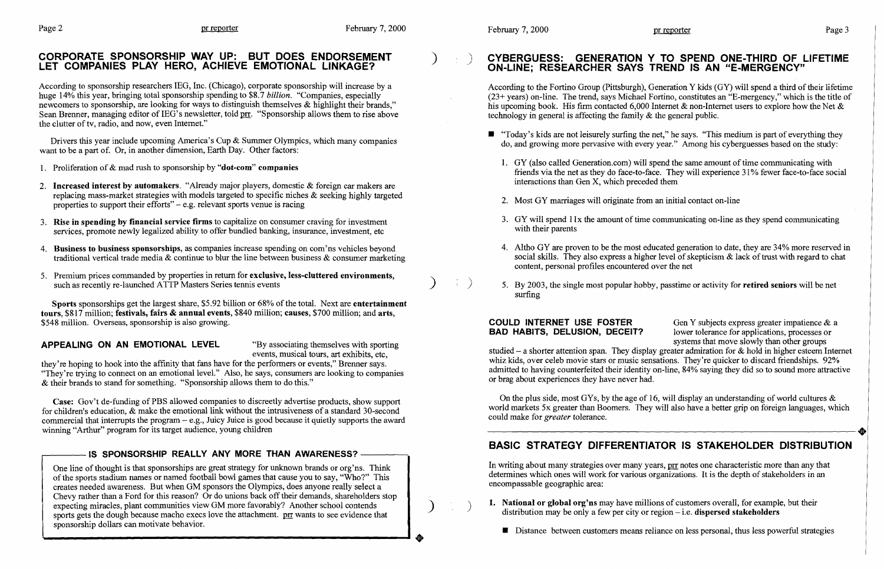## CORPORATE SPONSORSHIP WAY UP: BUT DOES ENDORSEMENT LET COMPANIES PLAY HERO, ACHIEVE EMOTIONAL LINKAGE?

According to sponsorship researchers IEG, Inc. (Chicago), corporate sponsorship will increase by a huge 14% this year, bringing total sponsorship spending to $8.7 *billion*. "Companies, especially newcomers to sponsorship, are looking for ways to distinguish themselves & highlight their brands," Sean Brenner, managing editor of IEG's newsletter, told prr. "Sponsorship allows them to rise above the clutter of tv, radio, and now, even Internet."

Drivers this year include upcoming America's Cup & Summer Olympics, which many companies want to be a part of. Or, in another dimension, Earth Day. Other factors:

1. Proliferation of & mad rush to sponsorship by **"dot-com" companies**
2. **Increased interest by automakers**. "Already major players, domestic & foreign car makers are replacing mass-market strategies with models targeted to specific niches & seeking highly targeted properties to support their efforts" – e.g. relevant sports venue is racing
3. **Rise in spending by financial service firms** to capitalize on consumer craving for investment services, promote newly legalized ability to offer bundled banking, insurance, investment, etc
4. **Business to business sponsorships**, as companies increase spending on com'ns vehicles beyond traditional vertical trade media & continue to blur the line between business & consumer marketing
5. Premium prices commanded by properties in return for **exclusive, less-cluttered environments**, such as recently re-launched ATTP Masters Series tennis events

**Sports** sponsorships get the largest share, $5.92 billion or 68% of the total. Next are **entertainment tours**, $817 million; **festivals, fairs & annual events**, $840 million; **causes**, $700 million; and **arts**, $548 million. Overseas, sponsorship is also growing.

### APPEALING ON AN EMOTIONAL LEVEL

"By associating themselves with sporting events, musical tours, art exhibits, etc, they're hoping to hook into the affinity that fans have for the performers or events," Brenner says. "They're trying to connect on an emotional level." Also, he says, consumers are looking to companies & their brands to stand for something. "Sponsorship allows them to do this."

**Case:** Gov't de-funding of PBS allowed companies to discreetly advertise products, show support for children's education, & make the emotional link without the intrusiveness of a standard 30-second commercial that interrupts the program – e.g., Juicy Juice is good because it quietly supports the award winning "Arthur" program for its target audience, young children

### IS SPONSORSHIP REALLY ANY MORE THAN AWARENESS?

One line of thought is that sponsorships are great strategy for unknown brands or org'ns. Think of the sports stadium names or named football bowl games that cause you to say, "Who?" This creates needed awareness. But when GM sponsors the Olympics, does anyone really select a Chevy rather than a Ford for this reason? Or do unions back off their demands, shareholders stop expecting miracles, plant communities view GM more favorably? Another school contends sports gets the dough because macho execs love the attachment. prr wants to see evidence that sponsorship dollars can motivate behavior.

## CYBERGUESS: GENERATION Y TO SPEND ONE-THIRD OF LIFETIME ON-LINE; RESEARCHER SAYS TREND IS AN "E-MERGENCY"

According to the Fortino Group (Pittsburgh), Generation Y kids (GY) will spend a third of their lifetime (23+ years) on-line. The trend, says Michael Fortino, constitutes an "E-mergency," which is the title of his upcoming book. His firm contacted 6,000 Internet & non-Internet users to explore how the Net & technology in general is affecting the family & the general public.

- "Today's kids are not leisurely surfing the net," he says. "This medium is part of everything they do, and growing more pervasive with every year." Among his cyberguesses based on the study:

1. GY (also called Generation.com) will spend the same amount of time communicating with friends via the net as they do face-to-face. They will experience 31% fewer face-to-face social interactions than Gen X, which preceded them
2. Most GY marriages will originate from an initial contact on-line
3. GY will spend 11x the amount of time communicating on-line as they spend communicating with their parents
4. Altho GY are proven to be the most educated generation to date, they are 34% more reserved in social skills. They also express a higher level of skepticism & lack of trust with regard to chat content, personal profiles encountered over the net
5. By 2003, the single most popular hobby, passtime or activity for **retired seniors** will be net surfing

### COULD INTERNET USE FOSTER BAD HABITS, DELUSION, DECEIT?

Gen Y subjects express greater impatience & a lower tolerance for applications, processes or systems that move slowly than other groups studied – a shorter attention span. They display greater admiration for & hold in higher esteem Internet whiz kids, over celeb movie stars or music sensations. They're quicker to discard friendships. 92% admitted to having counterfeited their identity on-line, 84% saying they did so to sound more attractive or brag about experiences they have never had.

On the plus side, most GYs, by the age of 16, will display an understanding of world cultures & world markets 5x greater than Boomers. They will also have a better grip on foreign languages, which could make for *greater* tolerance.

## BASIC STRATEGY DIFFERENTIATOR IS STAKEHOLDER DISTRIBUTION

In writing about many strategies over many years, prr notes one characteristic more than any that determines which ones will work for various organizations. It is the depth of stakeholders in an encompassable geographic area:

1. **National or global org'ns** may have millions of customers overall, for example, but their distribution may be only a few per city or region – i.e. **dispersed stakeholders**
   - Distance between customers means reliance on less personal, thus less powerful strategies